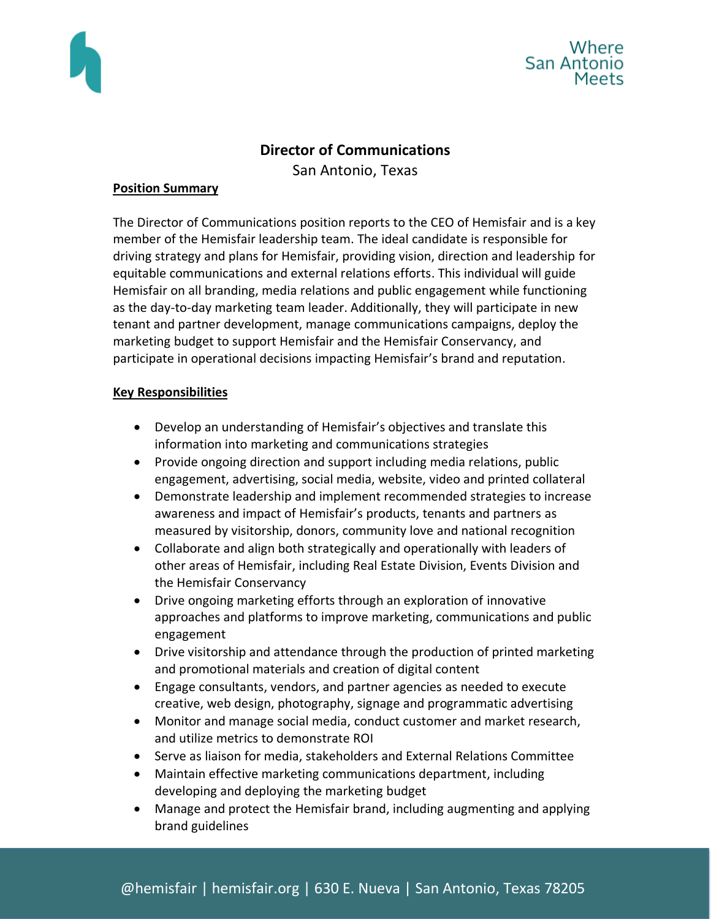# Director of Communications

San Antonio, Texas

**Position Summary**

The Director of Communications position reports to the CEO of Hemisfair and is a key member of the Hemisfair leadership team. The ideal candidate is responsible for driving strategy and plans for Hemisfair, providing vision, direction and leadership for equitable communications and external relations efforts. This individual will guide Hemisfair on all branding, media relations and public engagement while functioning as the day-to-day marketing team leader. Additionally, they will participate in new tenant and partner development, manage communications campaigns, deploy the marketing budget to support Hemisfair and the Hemisfair Conservancy, and participate in operational decisions impacting Hemisfair's brand and reputation.

**Key Responsibilities**

- Develop an understanding of Hemisfair's objectives and translate this information into marketing and communications strategies
- Provide ongoing direction and support including media relations, public engagement, advertising, social media, website, video and printed collateral
- Demonstrate leadership and implement recommended strategies to increase awareness and impact of Hemisfair's products, tenants and partners as measured by visitorship, donors, community love and national recognition
- Collaborate and align both strategically and operationally with leaders of other areas of Hemisfair, including Real Estate Division, Events Division and the Hemisfair Conservancy
- Drive ongoing marketing efforts through an exploration of innovative approaches and platforms to improve marketing, communications and public engagement
- Drive visitorship and attendance through the production of printed marketing and promotional materials and creation of digital content
- Engage consultants, vendors, and partner agencies as needed to execute creative, web design, photography, signage and programmatic advertising
- Monitor and manage social media, conduct customer and market research, and utilize metrics to demonstrate ROI
- Serve as liaison for media, stakeholders and External Relations Committee
- Maintain effective marketing communications department, including developing and deploying the marketing budget
- Manage and protect the Hemisfair brand, including augmenting and applying brand guidelines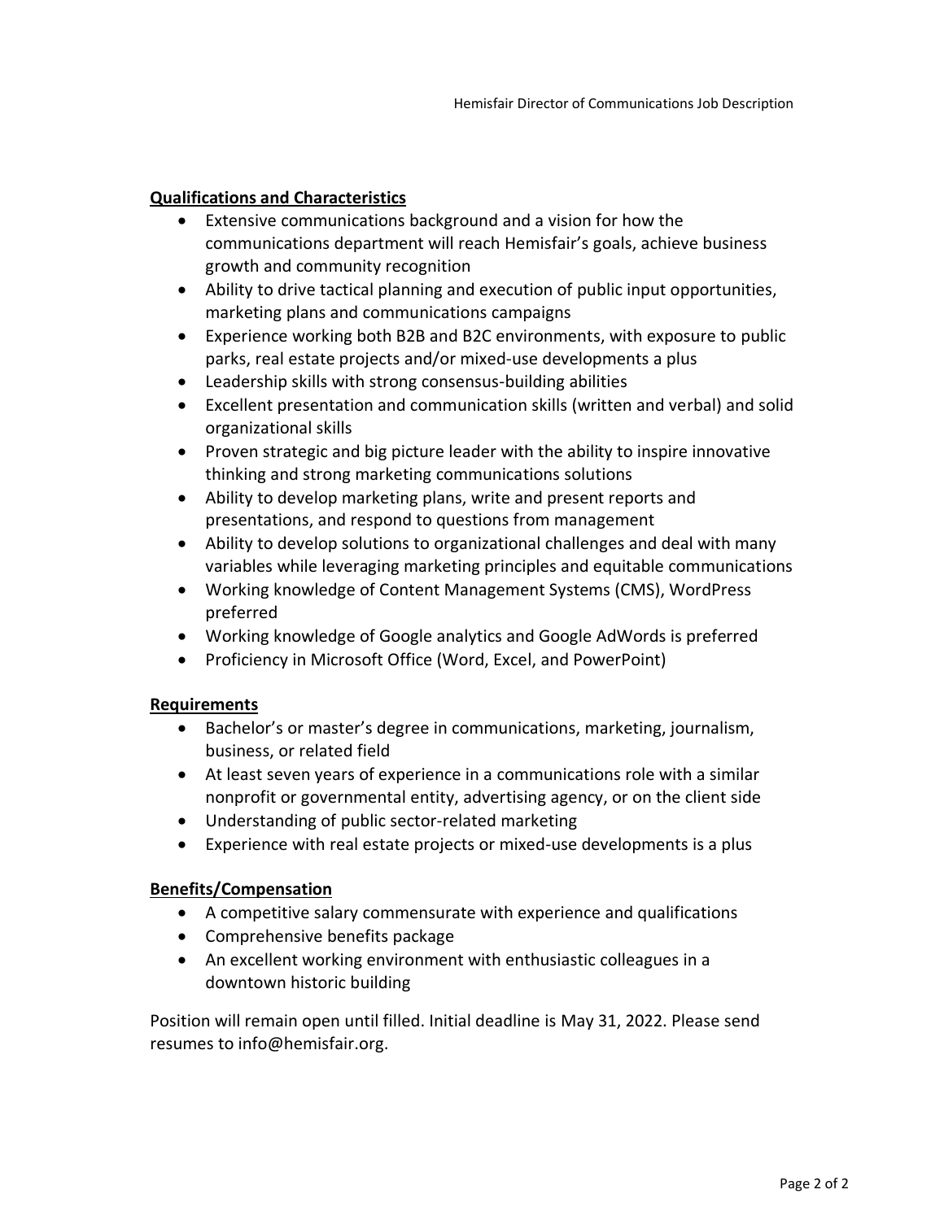**Qualifications and Characteristics**

- Extensive communications background and a vision for how the communications department will reach Hemisfair's goals, achieve business growth and community recognition
- Ability to drive tactical planning and execution of public input opportunities, marketing plans and communications campaigns
- Experience working both B2B and B2C environments, with exposure to public parks, real estate projects and/or mixed-use developments a plus
- Leadership skills with strong consensus-building abilities
- Excellent presentation and communication skills (written and verbal) and solid organizational skills
- Proven strategic and big picture leader with the ability to inspire innovative thinking and strong marketing communications solutions
- Ability to develop marketing plans, write and present reports and presentations, and respond to questions from management
- Ability to develop solutions to organizational challenges and deal with many variables while leveraging marketing principles and equitable communications
- Working knowledge of Content Management Systems (CMS), WordPress preferred
- Working knowledge of Google analytics and Google AdWords is preferred
- Proficiency in Microsoft Office (Word, Excel, and PowerPoint)

**Requirements**

- Bachelor's or master's degree in communications, marketing, journalism, business, or related field
- At least seven years of experience in a communications role with a similar nonprofit or governmental entity, advertising agency, or on the client side
- Understanding of public sector-related marketing
- Experience with real estate projects or mixed-use developments is a plus

**Benefits/Compensation**

- A competitive salary commensurate with experience and qualifications
- Comprehensive benefits package
- An excellent working environment with enthusiastic colleagues in a downtown historic building

Position will remain open until filled. Initial deadline is May 31, 2022. Please send resumes to info@hemisfair.org.